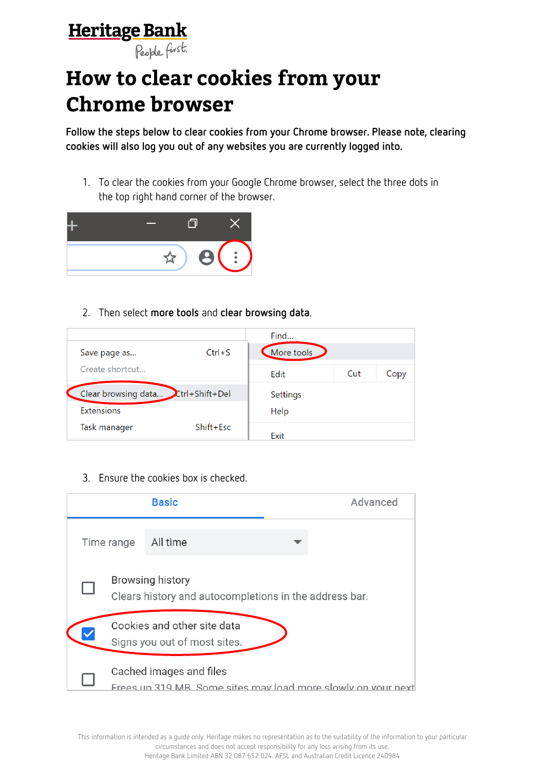# How to clear cookies from your Chrome browser

**Follow the steps below to clear cookies from your Chrome browser. Please note, clearing cookies will also log you out of any websites you are currently logged into.**

1. To clear the cookies from your Google Chrome browser, select the three dots in the top right hand corner of the browser.

2. Then select **more tools** and **clear browsing data**.

3. Ensure the cookies box is checked.

This information is intended as a guide only. Heritage makes no representation as to the suitability of the information to your particular circumstances and does not accept responsibility for any loss arising from its use.
Heritage Bank Limited ABN 32 087 652 024. AFSL and Australian Credit Licence 240984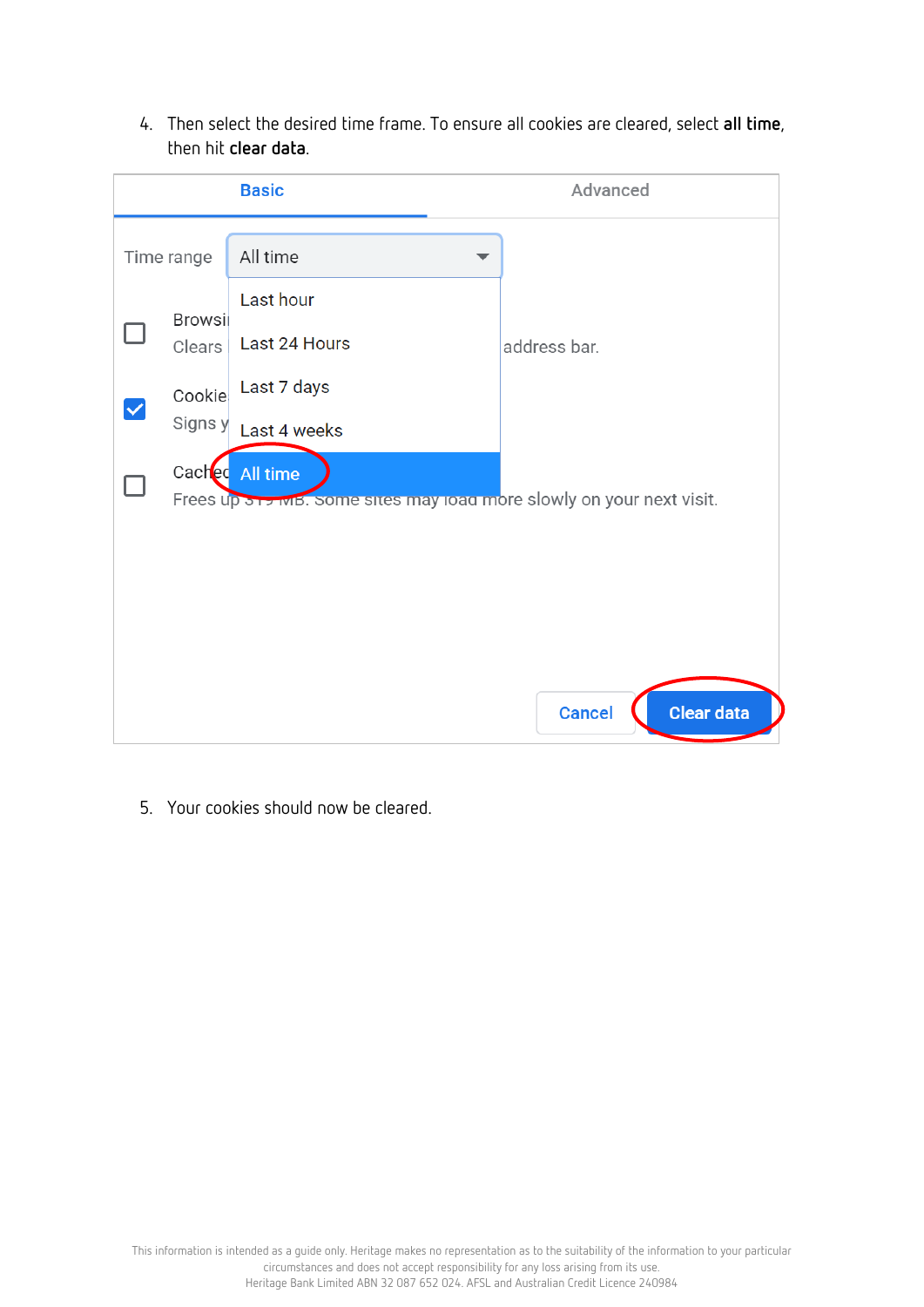4. Then select the desired time frame. To ensure all cookies are cleared, select **all time**, then hit **clear data**.

5. Your cookies should now be cleared.

This information is intended as a guide only. Heritage makes no representation as to the suitability of the information to your particular circumstances and does not accept responsibility for any loss arising from its use.
Heritage Bank Limited ABN 32 087 652 024. AFSL and Australian Credit Licence 240984